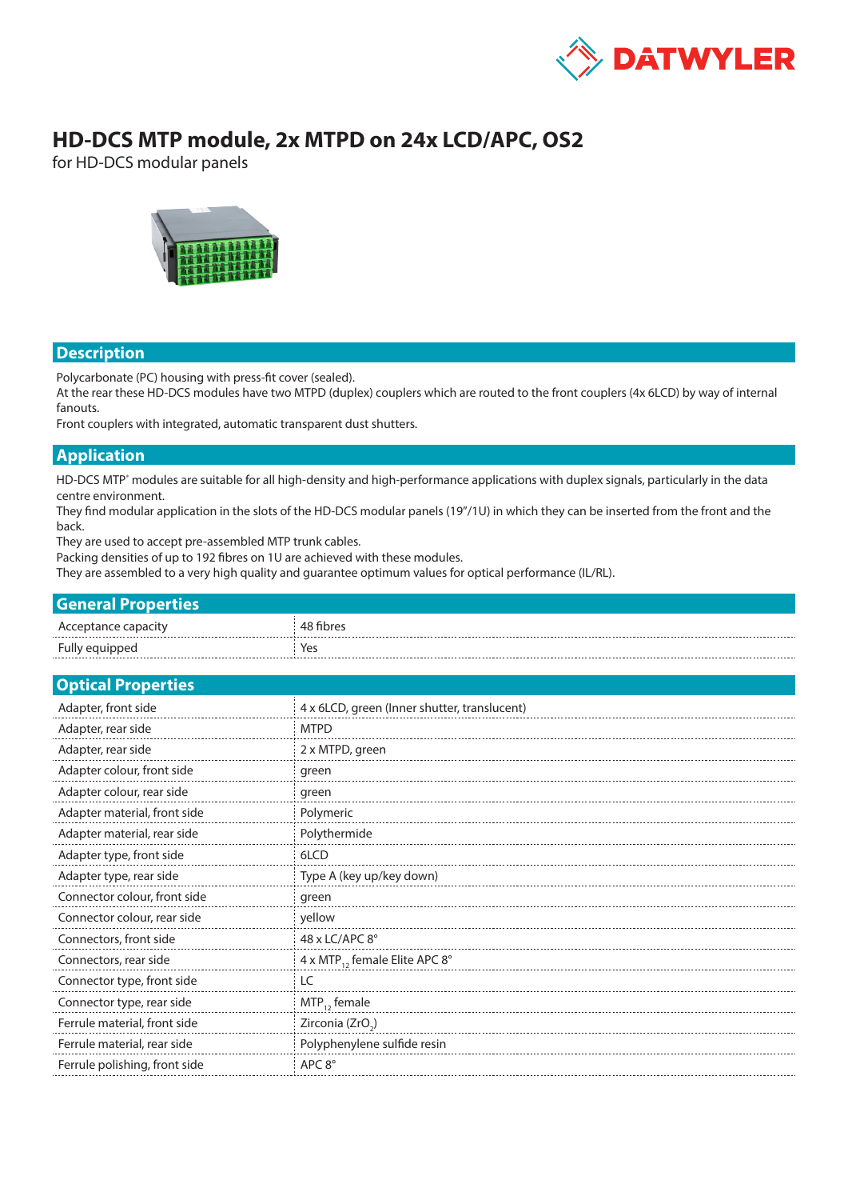# HD-DCS MTP module, 2x MTPD on 24x LCD/APC, OS2

for HD-DCS modular panels

## Description

Polycarbonate (PC) housing with press-fit cover (sealed).
At the rear these HD-DCS modules have two MTPD (duplex) couplers which are routed to the front couplers (4x 6LCD) by way of internal fanouts.
Front couplers with integrated, automatic transparent dust shutters.

## Application

HD-DCS MTP® modules are suitable for all high-density and high-performance applications with duplex signals, particularly in the data centre environment.
They find modular application in the slots of the HD-DCS modular panels (19″/1U) in which they can be inserted from the front and the back.
They are used to accept pre-assembled MTP trunk cables.
Packing densities of up to 192 fibres on 1U are achieved with these modules.
They are assembled to a very high quality and guarantee optimum values for optical performance (IL/RL).

## General Properties

| | |
|---|---|
| Acceptance capacity | 48 fibres |
| Fully equipped | Yes |

## Optical Properties

| | |
|---|---|
| Adapter, front side | 4 x 6LCD, green (Inner shutter, translucent) |
| Adapter, rear side | MTPD |
| Adapter, rear side | 2 x MTPD, green |
| Adapter colour, front side | green |
| Adapter colour, rear side | green |
| Adapter material, front side | Polymeric |
| Adapter material, rear side | Polythermide |
| Adapter type, front side | 6LCD |
| Adapter type, rear side | Type A (key up/key down) |
| Connector colour, front side | green |
| Connector colour, rear side | yellow |
| Connectors, front side | 48 x LC/APC 8° |
| Connectors, rear side | 4 x $MTP_{12}$ female Elite APC 8° |
| Connector type, front side | LC |
| Connector type, rear side | $MTP_{12}$ female |
| Ferrule material, front side | Zirconia ($ZrO_2$) |
| Ferrule material, rear side | Polyphenylene sulfide resin |
| Ferrule polishing, front side | APC 8° |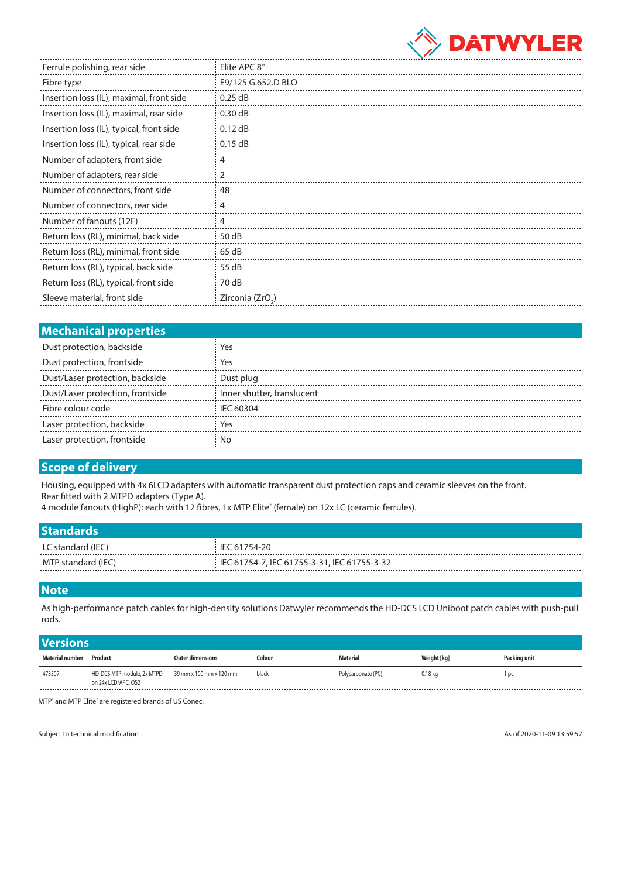| | |
|---|---|
| Ferrule polishing, rear side | Elite APC 8° |
| Fibre type | E9/125 G.652.D BLO |
| Insertion loss (IL), maximal, front side | 0.25 dB |
| Insertion loss (IL), maximal, rear side | 0.30 dB |
| Insertion loss (IL), typical, front side | 0.12 dB |
| Insertion loss (IL), typical, rear side | 0.15 dB |
| Number of adapters, front side | 4 |
| Number of adapters, rear side | 2 |
| Number of connectors, front side | 48 |
| Number of connectors, rear side | 4 |
| Number of fanouts (12F) | 4 |
| Return loss (RL), minimal, back side | 50 dB |
| Return loss (RL), minimal, front side | 65 dB |
| Return loss (RL), typical, back side | 55 dB |
| Return loss (RL), typical, front side | 70 dB |
| Sleeve material, front side | Zirconia ($ZrO_2$) |

## Mechanical properties

| | |
|---|---|
| Dust protection, backside | Yes |
| Dust protection, frontside | Yes |
| Dust/Laser protection, backside | Dust plug |
| Dust/Laser protection, frontside | Inner shutter, translucent |
| Fibre colour code | IEC 60304 |
| Laser protection, backside | Yes |
| Laser protection, frontside | No |

## Scope of delivery

Housing, equipped with 4x 6LCD adapters with automatic transparent dust protection caps and ceramic sleeves on the front.
Rear fitted with 2 MTPD adapters (Type A).
4 module fanouts (HighP): each with 12 fibres, 1x MTP Elite® (female) on 12x LC (ceramic ferrules).

## Standards

| | |
|---|---|
| LC standard (IEC) | IEC 61754-20 |
| MTP standard (IEC) | IEC 61754-7, IEC 61755-3-31, IEC 61755-3-32 |

## Note

As high-performance patch cables for high-density solutions Datwyler recommends the HD-DCS LCD Uniboot patch cables with push-pull rods.

## Versions

| Material number | Product | Outer dimensions | Colour | Material | Weight [kg] | Packing unit |
|---|---|---|---|---|---|---|
| 473507 | HD-DCS MTP module, 2x MTPD on 24x LCD/APC, OS2 | 39 mm x 100 mm x 120 mm | black | Polycarbonate (PC) | 0.18 kg | 1 pc. |

MTP® and MTP Elite® are registered brands of US Conec.

Subject to technical modification

As of 2020-11-09 13:59:57